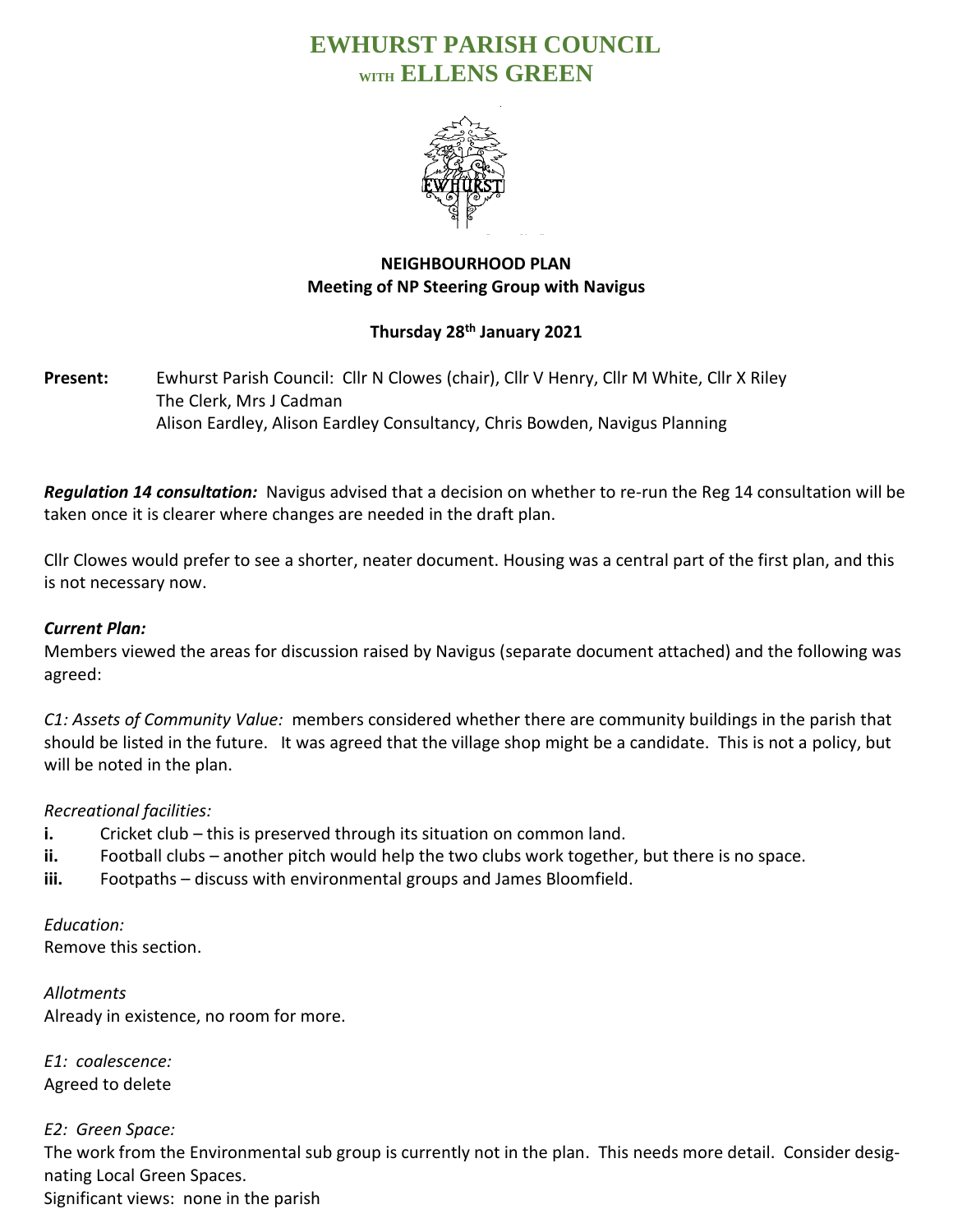# EWHURST PARISH COUNCIL
## WITH ELLENS GREEN

**NEIGHBOURHOOD PLAN**
**Meeting of NP Steering Group with Navigus**

**Thursday 28th January 2021**

**Present:** Ewhurst Parish Council: Cllr N Clowes (chair), Cllr V Henry, Cllr M White, Cllr X Riley
The Clerk, Mrs J Cadman
Alison Eardley, Alison Eardley Consultancy, Chris Bowden, Navigus Planning

***Regulation 14 consultation:*** Navigus advised that a decision on whether to re-run the Reg 14 consultation will be taken once it is clearer where changes are needed in the draft plan.

Cllr Clowes would prefer to see a shorter, neater document. Housing was a central part of the first plan, and this is not necessary now.

***Current Plan:***
Members viewed the areas for discussion raised by Navigus (separate document attached) and the following was agreed:

*C1: Assets of Community Value:* members considered whether there are community buildings in the parish that should be listed in the future. It was agreed that the village shop might be a candidate. This is not a policy, but will be noted in the plan.

*Recreational facilities:*

- **i.** Cricket club – this is preserved through its situation on common land.
- **ii.** Football clubs – another pitch would help the two clubs work together, but there is no space.
- **iii.** Footpaths – discuss with environmental groups and James Bloomfield.

*Education:*
Remove this section.

*Allotments*
Already in existence, no room for more.

*E1: coalescence:*
Agreed to delete

*E2: Green Space:*
The work from the Environmental sub group is currently not in the plan. This needs more detail. Consider designating Local Green Spaces.
Significant views: none in the parish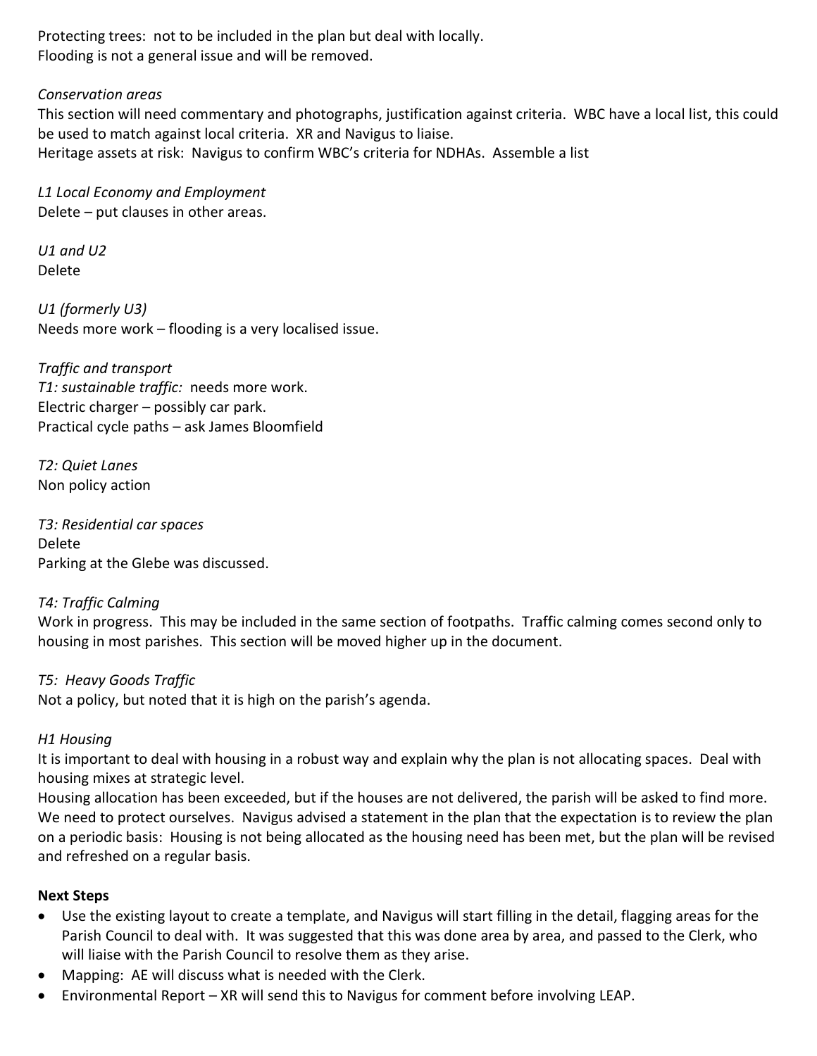Protecting trees: not to be included in the plan but deal with locally.
Flooding is not a general issue and will be removed.

*Conservation areas*
This section will need commentary and photographs, justification against criteria. WBC have a local list, this could be used to match against local criteria. XR and Navigus to liaise.
Heritage assets at risk: Navigus to confirm WBC's criteria for NDHAs. Assemble a list

*L1 Local Economy and Employment*
Delete – put clauses in other areas.

*U1 and U2*
Delete

*U1 (formerly U3)*
Needs more work – flooding is a very localised issue.

*Traffic and transport*
*T1: sustainable traffic:* needs more work.
Electric charger – possibly car park.
Practical cycle paths – ask James Bloomfield

*T2: Quiet Lanes*
Non policy action

*T3: Residential car spaces*
Delete
Parking at the Glebe was discussed.

*T4: Traffic Calming*
Work in progress. This may be included in the same section of footpaths. Traffic calming comes second only to housing in most parishes. This section will be moved higher up in the document.

*T5: Heavy Goods Traffic*
Not a policy, but noted that it is high on the parish's agenda.

*H1 Housing*
It is important to deal with housing in a robust way and explain why the plan is not allocating spaces. Deal with housing mixes at strategic level.
Housing allocation has been exceeded, but if the houses are not delivered, the parish will be asked to find more. We need to protect ourselves. Navigus advised a statement in the plan that the expectation is to review the plan on a periodic basis: Housing is not being allocated as the housing need has been met, but the plan will be revised and refreshed on a regular basis.

**Next Steps**

- Use the existing layout to create a template, and Navigus will start filling in the detail, flagging areas for the Parish Council to deal with. It was suggested that this was done area by area, and passed to the Clerk, who will liaise with the Parish Council to resolve them as they arise.
- Mapping: AE will discuss what is needed with the Clerk.
- Environmental Report – XR will send this to Navigus for comment before involving LEAP.